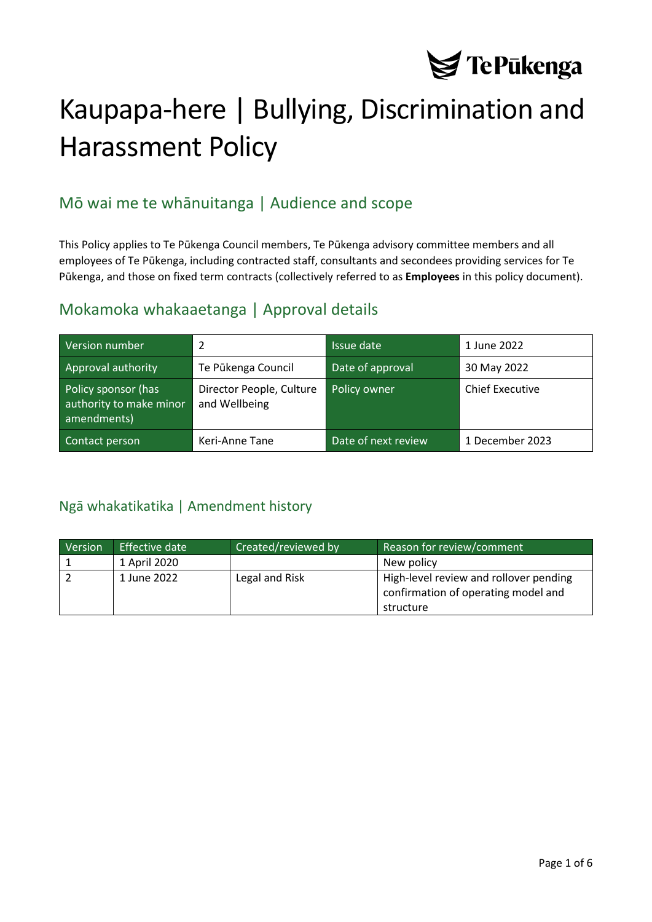# Kaupapa-here | Bullying, Discrimination and Harassment Policy

## Mō wai me te whānuitanga | Audience and scope

This Policy applies to Te Pūkenga Council members, Te Pūkenga advisory committee members and all employees of Te Pūkenga, including contracted staff, consultants and secondees providing services for Te Pūkenga, and those on fixed term contracts (collectively referred to as **Employees** in this policy document).

## Mokamoka whakaaetanga | Approval details

| Version number | 2 | Issue date | 1 June 2022 |
|---|---|---|---|
| Approval authority | Te Pūkenga Council | Date of approval | 30 May 2022 |
| Policy sponsor (has authority to make minor amendments) | Director People, Culture and Wellbeing | Policy owner | Chief Executive |
| Contact person | Keri-Anne Tane | Date of next review | 1 December 2023 |

### Ngā whakatikatika | Amendment history

| Version | Effective date | Created/reviewed by | Reason for review/comment |
|---|---|---|---|
| 1 | 1 April 2020 | | New policy |
| 2 | 1 June 2022 | Legal and Risk | High-level review and rollover pending confirmation of operating model and structure |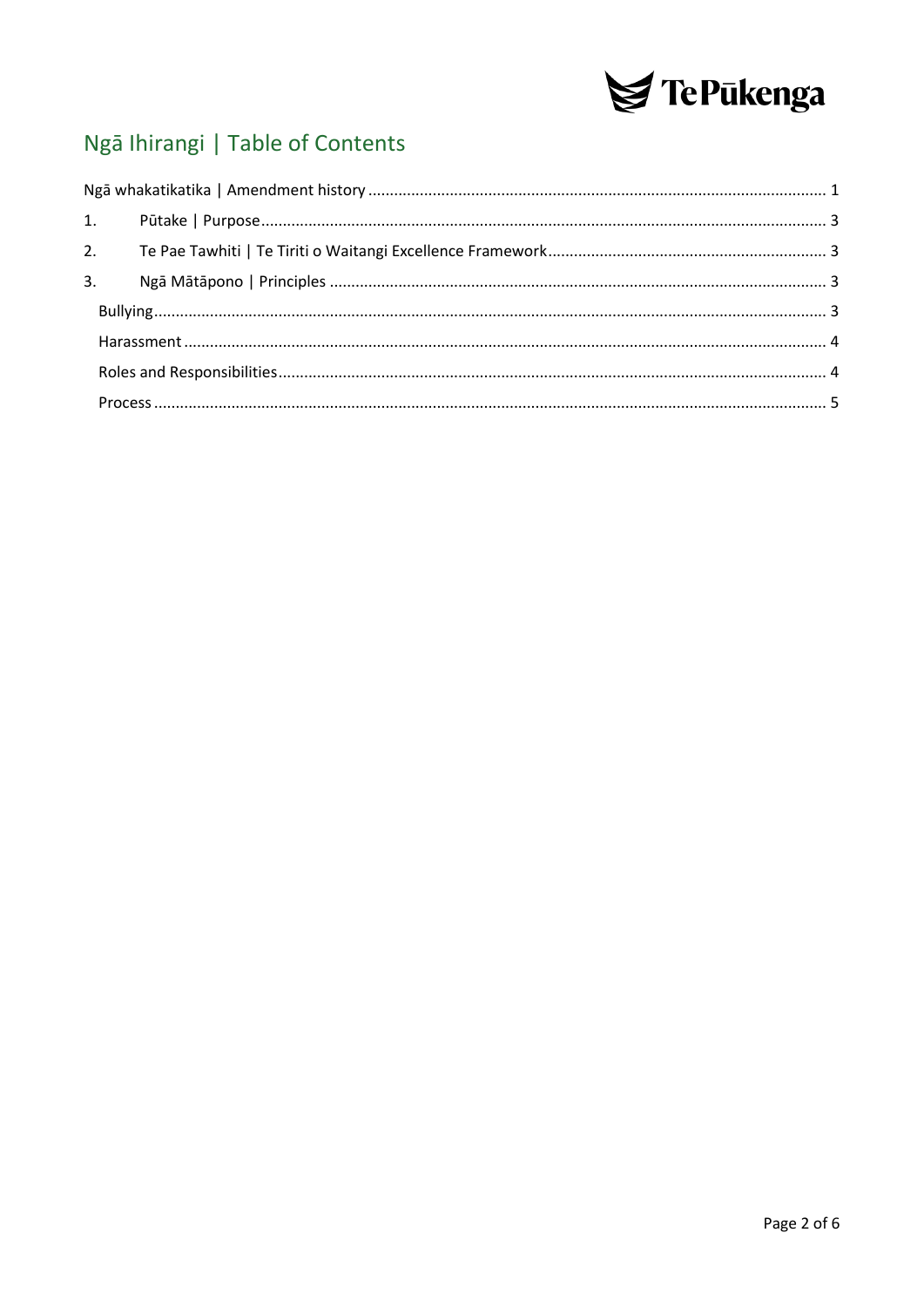## Ngā Ihirangi | Table of Contents

Ngā whakatikatika | Amendment history ........................................................................................................ 1

1. Pūtake | Purpose ................................................................................................................................ 3

2. Te Pae Tawhiti | Te Tiriti o Waitangi Excellence Framework ............................................................... 3

3. Ngā Mātāpono | Principles ................................................................................................................. 3

 Bullying ....................................................................................................................................... 3

 Harassment ................................................................................................................................ 4

 Roles and Responsibilities ........................................................................................................... 4

 Process ....................................................................................................................................... 5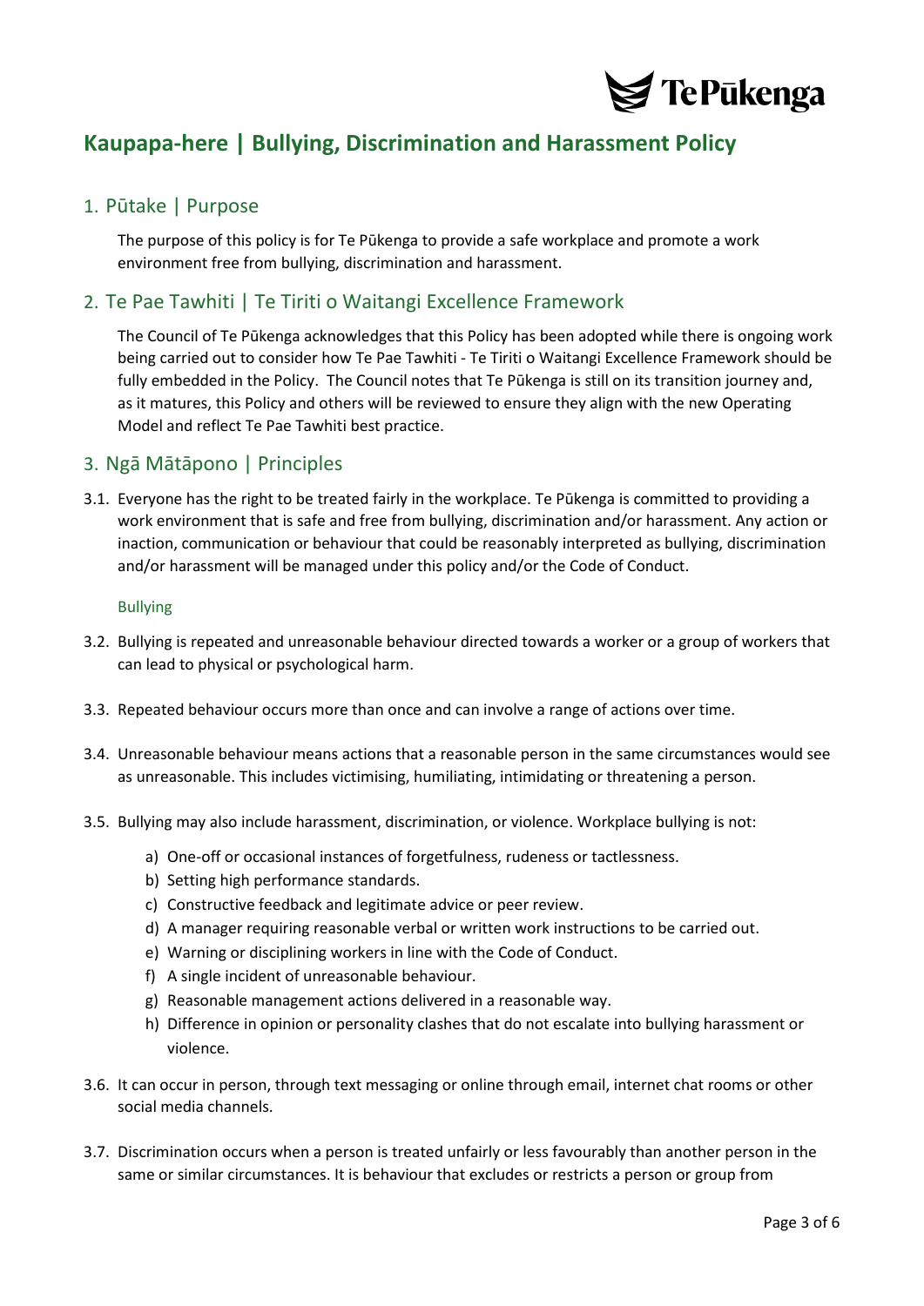# Kaupapa-here | Bullying, Discrimination and Harassment Policy

## 1. Pūtake | Purpose

The purpose of this policy is for Te Pūkenga to provide a safe workplace and promote a work environment free from bullying, discrimination and harassment.

## 2. Te Pae Tawhiti | Te Tiriti o Waitangi Excellence Framework

The Council of Te Pūkenga acknowledges that this Policy has been adopted while there is ongoing work being carried out to consider how Te Pae Tawhiti - Te Tiriti o Waitangi Excellence Framework should be fully embedded in the Policy. The Council notes that Te Pūkenga is still on its transition journey and, as it matures, this Policy and others will be reviewed to ensure they align with the new Operating Model and reflect Te Pae Tawhiti best practice.

## 3. Ngā Mātāpono | Principles

3.1. Everyone has the right to be treated fairly in the workplace. Te Pūkenga is committed to providing a work environment that is safe and free from bullying, discrimination and/or harassment. Any action or inaction, communication or behaviour that could be reasonably interpreted as bullying, discrimination and/or harassment will be managed under this policy and/or the Code of Conduct.

### Bullying

3.2. Bullying is repeated and unreasonable behaviour directed towards a worker or a group of workers that can lead to physical or psychological harm.

3.3. Repeated behaviour occurs more than once and can involve a range of actions over time.

3.4. Unreasonable behaviour means actions that a reasonable person in the same circumstances would see as unreasonable. This includes victimising, humiliating, intimidating or threatening a person.

3.5. Bullying may also include harassment, discrimination, or violence. Workplace bullying is not:

a) One-off or occasional instances of forgetfulness, rudeness or tactlessness.
b) Setting high performance standards.
c) Constructive feedback and legitimate advice or peer review.
d) A manager requiring reasonable verbal or written work instructions to be carried out.
e) Warning or disciplining workers in line with the Code of Conduct.
f) A single incident of unreasonable behaviour.
g) Reasonable management actions delivered in a reasonable way.
h) Difference in opinion or personality clashes that do not escalate into bullying harassment or violence.

3.6. It can occur in person, through text messaging or online through email, internet chat rooms or other social media channels.

3.7. Discrimination occurs when a person is treated unfairly or less favourably than another person in the same or similar circumstances. It is behaviour that excludes or restricts a person or group from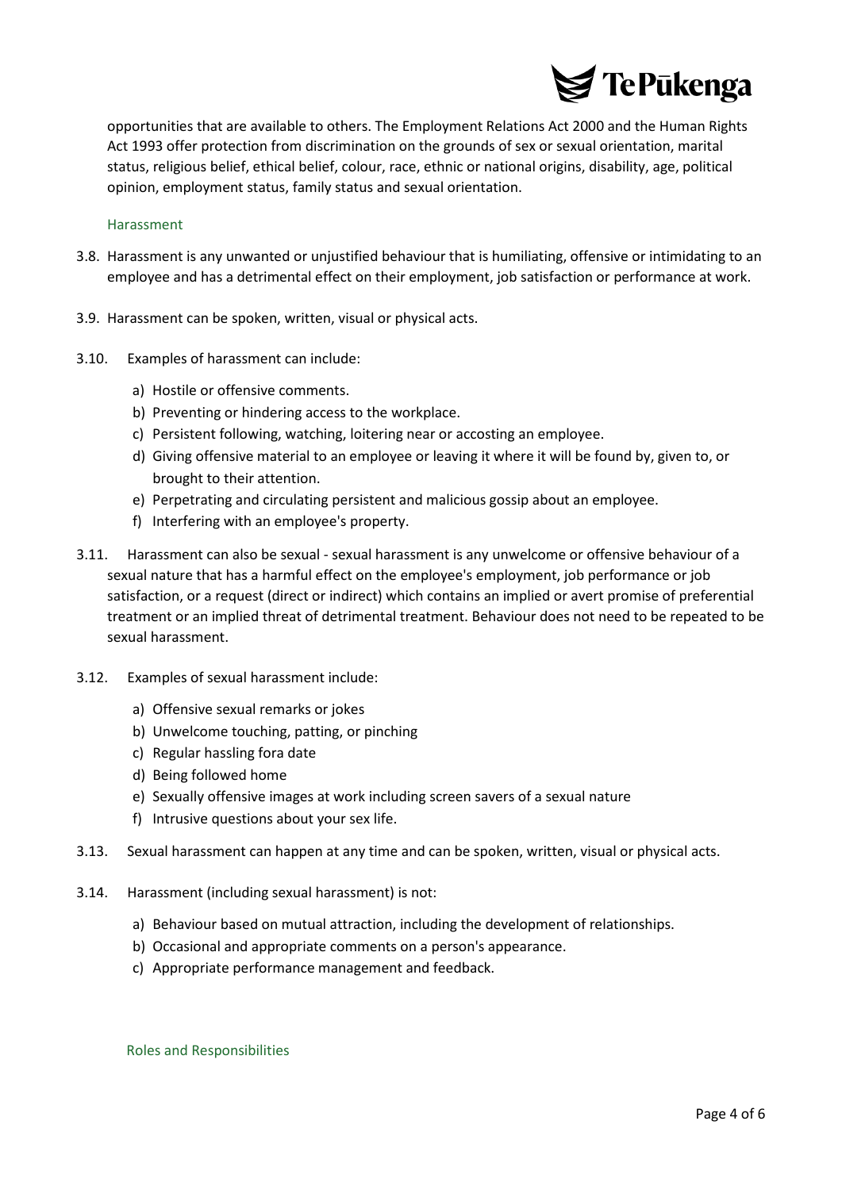opportunities that are available to others. The Employment Relations Act 2000 and the Human Rights Act 1993 offer protection from discrimination on the grounds of sex or sexual orientation, marital status, religious belief, ethical belief, colour, race, ethnic or national origins, disability, age, political opinion, employment status, family status and sexual orientation.

### Harassment

3.8. Harassment is any unwanted or unjustified behaviour that is humiliating, offensive or intimidating to an employee and has a detrimental effect on their employment, job satisfaction or performance at work.

3.9. Harassment can be spoken, written, visual or physical acts.

3.10. Examples of harassment can include:

a) Hostile or offensive comments.
b) Preventing or hindering access to the workplace.
c) Persistent following, watching, loitering near or accosting an employee.
d) Giving offensive material to an employee or leaving it where it will be found by, given to, or brought to their attention.
e) Perpetrating and circulating persistent and malicious gossip about an employee.
f) Interfering with an employee's property.

3.11. Harassment can also be sexual - sexual harassment is any unwelcome or offensive behaviour of a sexual nature that has a harmful effect on the employee's employment, job performance or job satisfaction, or a request (direct or indirect) which contains an implied or avert promise of preferential treatment or an implied threat of detrimental treatment. Behaviour does not need to be repeated to be sexual harassment.

3.12. Examples of sexual harassment include:

a) Offensive sexual remarks or jokes
b) Unwelcome touching, patting, or pinching
c) Regular hassling fora date
d) Being followed home
e) Sexually offensive images at work including screen savers of a sexual nature
f) Intrusive questions about your sex life.

3.13. Sexual harassment can happen at any time and can be spoken, written, visual or physical acts.

3.14. Harassment (including sexual harassment) is not:

a) Behaviour based on mutual attraction, including the development of relationships.
b) Occasional and appropriate comments on a person's appearance.
c) Appropriate performance management and feedback.

### Roles and Responsibilities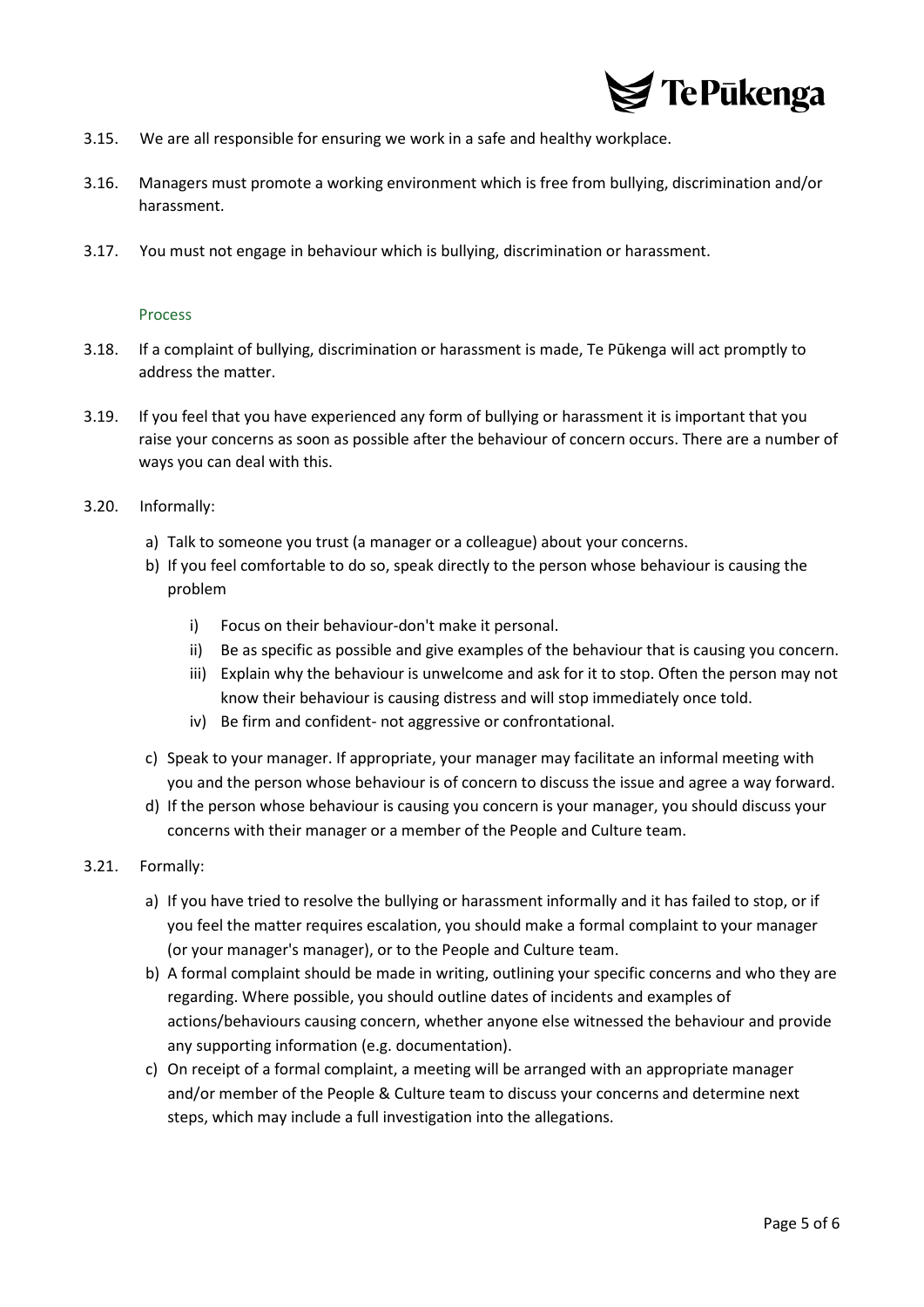3.15. We are all responsible for ensuring we work in a safe and healthy workplace.

3.16. Managers must promote a working environment which is free from bullying, discrimination and/or harassment.

3.17. You must not engage in behaviour which is bullying, discrimination or harassment.

### Process

3.18. If a complaint of bullying, discrimination or harassment is made, Te Pūkenga will act promptly to address the matter.

3.19. If you feel that you have experienced any form of bullying or harassment it is important that you raise your concerns as soon as possible after the behaviour of concern occurs. There are a number of ways you can deal with this.

3.20. Informally:

a) Talk to someone you trust (a manager or a colleague) about your concerns.

b) If you feel comfortable to do so, speak directly to the person whose behaviour is causing the problem

   i) Focus on their behaviour-don't make it personal.

   ii) Be as specific as possible and give examples of the behaviour that is causing you concern.

   iii) Explain why the behaviour is unwelcome and ask for it to stop. Often the person may not know their behaviour is causing distress and will stop immediately once told.

   iv) Be firm and confident- not aggressive or confrontational.

c) Speak to your manager. If appropriate, your manager may facilitate an informal meeting with you and the person whose behaviour is of concern to discuss the issue and agree a way forward.

d) If the person whose behaviour is causing you concern is your manager, you should discuss your concerns with their manager or a member of the People and Culture team.

3.21. Formally:

a) If you have tried to resolve the bullying or harassment informally and it has failed to stop, or if you feel the matter requires escalation, you should make a formal complaint to your manager (or your manager's manager), or to the People and Culture team.

b) A formal complaint should be made in writing, outlining your specific concerns and who they are regarding. Where possible, you should outline dates of incidents and examples of actions/behaviours causing concern, whether anyone else witnessed the behaviour and provide any supporting information (e.g. documentation).

c) On receipt of a formal complaint, a meeting will be arranged with an appropriate manager and/or member of the People & Culture team to discuss your concerns and determine next steps, which may include a full investigation into the allegations.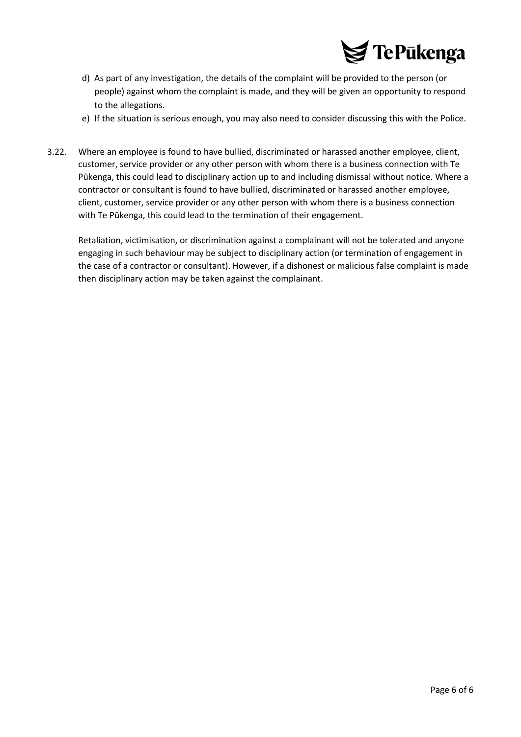d) As part of any investigation, the details of the complaint will be provided to the person (or people) against whom the complaint is made, and they will be given an opportunity to respond to the allegations.

e) If the situation is serious enough, you may also need to consider discussing this with the Police.

3.22. Where an employee is found to have bullied, discriminated or harassed another employee, client, customer, service provider or any other person with whom there is a business connection with Te Pūkenga, this could lead to disciplinary action up to and including dismissal without notice. Where a contractor or consultant is found to have bullied, discriminated or harassed another employee, client, customer, service provider or any other person with whom there is a business connection with Te Pūkenga, this could lead to the termination of their engagement.

Retaliation, victimisation, or discrimination against a complainant will not be tolerated and anyone engaging in such behaviour may be subject to disciplinary action (or termination of engagement in the case of a contractor or consultant). However, if a dishonest or malicious false complaint is made then disciplinary action may be taken against the complainant.